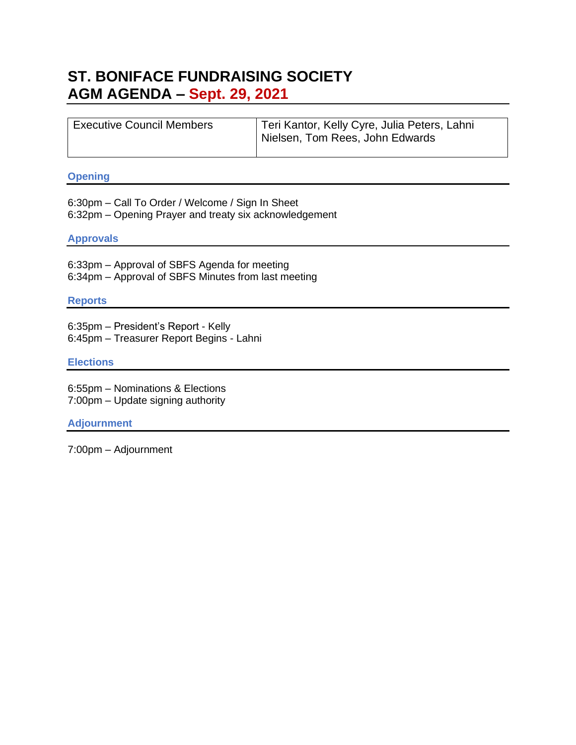# ST. BONIFACE FUNDRAISING SOCIETY
# AGM AGENDA – Sept. 29, 2021

| Executive Council Members | Teri Kantor, Kelly Cyre, Julia Peters, Lahni Nielsen, Tom Rees, John Edwards |
| --- | --- |

## Opening

6:30pm – Call To Order / Welcome / Sign In Sheet
6:32pm – Opening Prayer and treaty six acknowledgement

## Approvals

6:33pm – Approval of SBFS Agenda for meeting
6:34pm – Approval of SBFS Minutes from last meeting

## Reports

6:35pm – President's Report - Kelly
6:45pm – Treasurer Report Begins - Lahni

## Elections

6:55pm – Nominations & Elections
7:00pm – Update signing authority

## Adjournment

7:00pm – Adjournment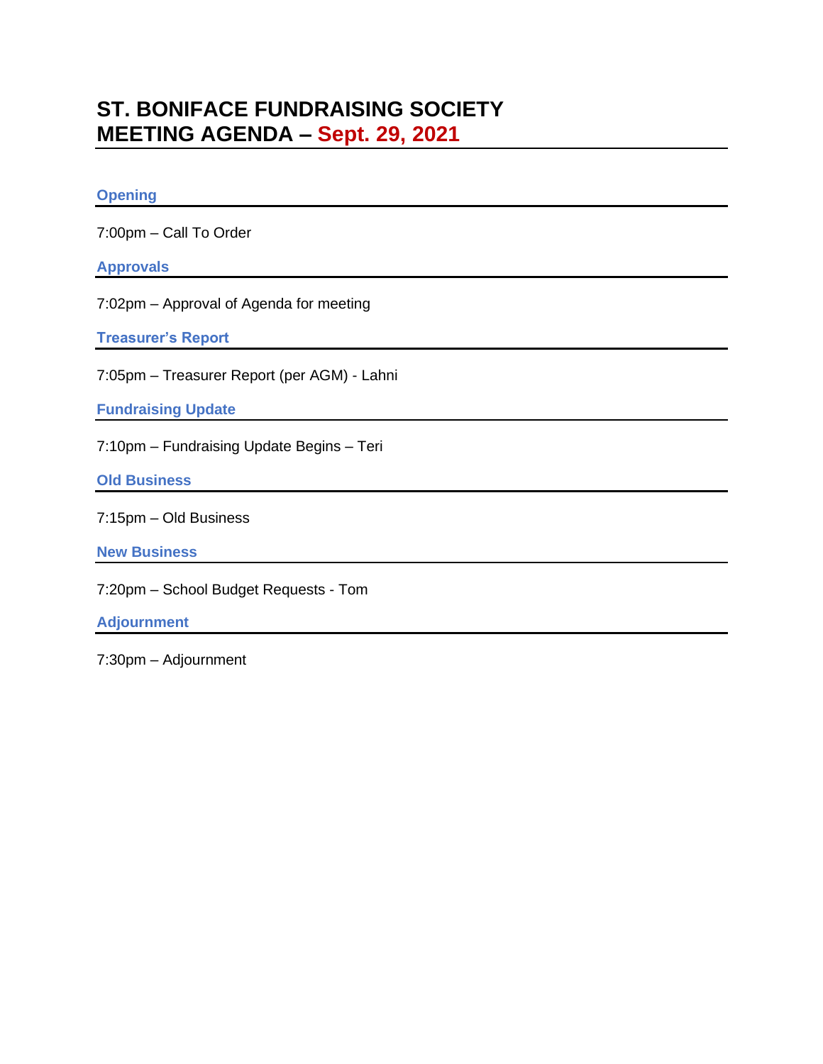# ST. BONIFACE FUNDRAISING SOCIETY
# MEETING AGENDA – Sept. 29, 2021

## Opening

7:00pm – Call To Order

## Approvals

7:02pm – Approval of Agenda for meeting

## Treasurer's Report

7:05pm – Treasurer Report (per AGM) - Lahni

## Fundraising Update

7:10pm – Fundraising Update Begins – Teri

## Old Business

7:15pm – Old Business

## New Business

7:20pm – School Budget Requests - Tom

## Adjournment

7:30pm – Adjournment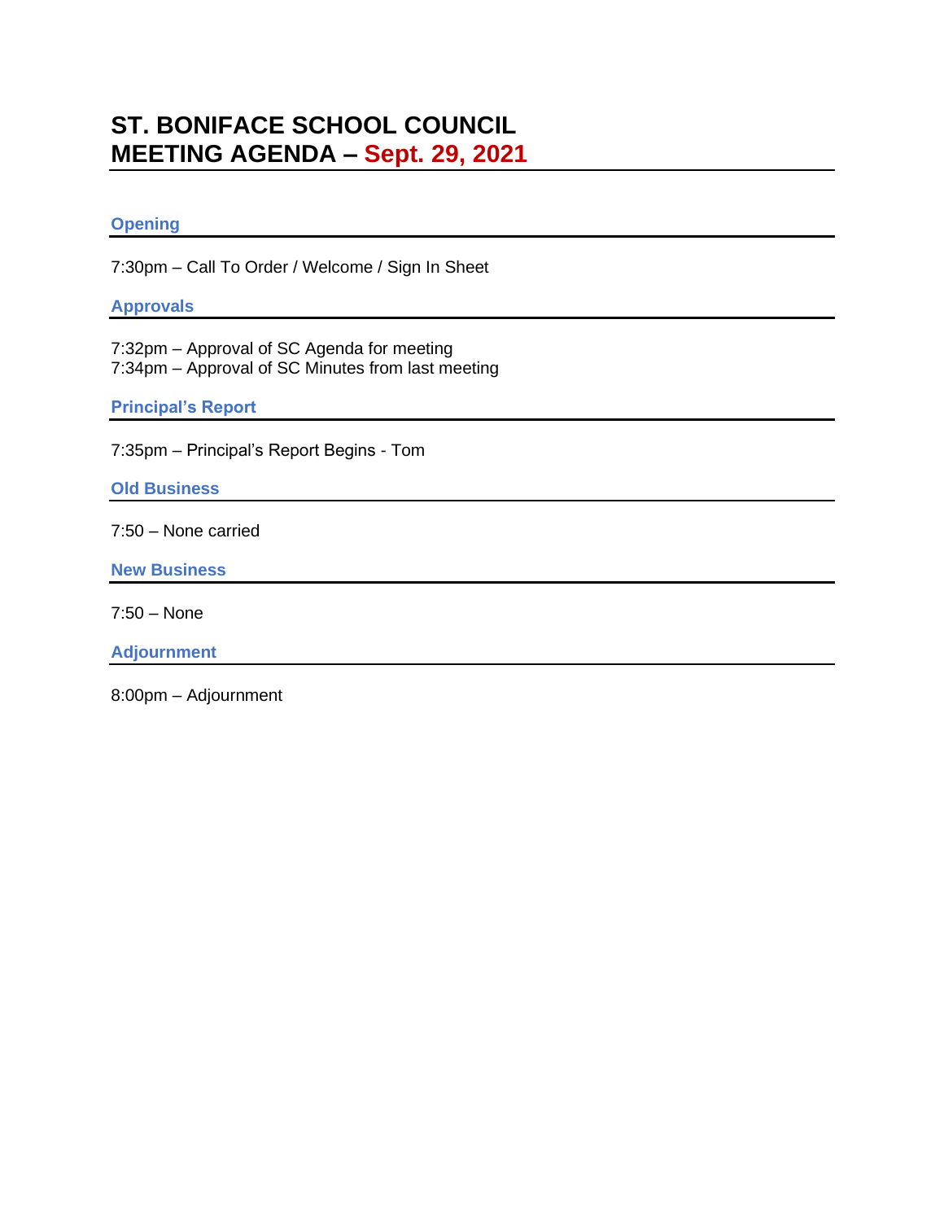# ST. BONIFACE SCHOOL COUNCIL MEETING AGENDA – Sept. 29, 2021

## Opening

7:30pm – Call To Order / Welcome / Sign In Sheet

## Approvals

7:32pm – Approval of SC Agenda for meeting
7:34pm – Approval of SC Minutes from last meeting

## Principal's Report

7:35pm – Principal's Report Begins - Tom

## Old Business

7:50 – None carried

## New Business

7:50 – None

## Adjournment

8:00pm – Adjournment